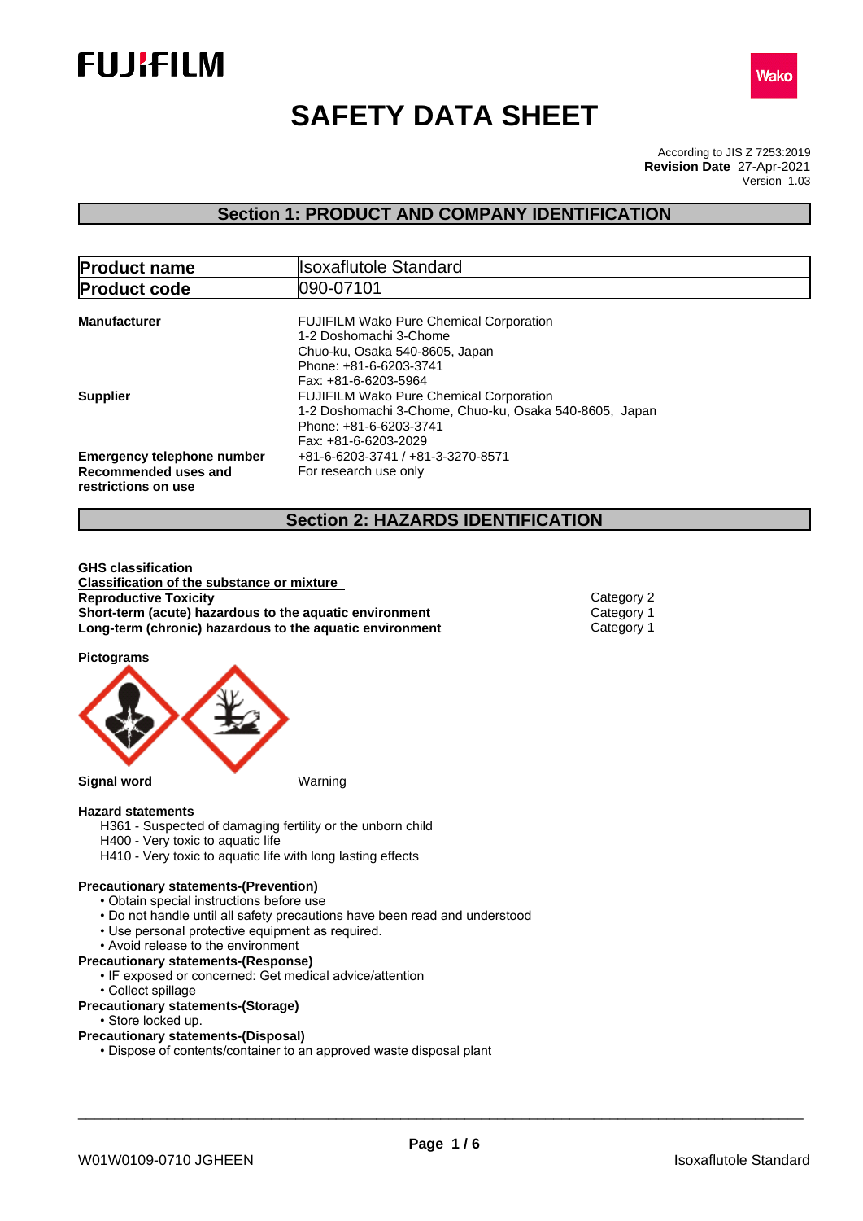FUJIFILM

Wako

# SAFETY DATA SHEET

According to JIS Z 7253:2019
**Revision Date** 27-Apr-2021
Version 1.03

## Section 1: PRODUCT AND COMPANY IDENTIFICATION

| | |
|---|---|
| **Product name** | Isoxaflutole Standard |
| **Product code** | 090-07101 |

**Manufacturer**
FUJIFILM Wako Pure Chemical Corporation
1-2 Doshomachi 3-Chome
Chuo-ku, Osaka 540-8605, Japan
Phone: +81-6-6203-3741
Fax: +81-6-6203-5964

**Supplier**
FUJIFILM Wako Pure Chemical Corporation
1-2 Doshomachi 3-Chome, Chuo-ku, Osaka 540-8605, Japan
Phone: +81-6-6203-3741
Fax: +81-6-6203-2029

**Emergency telephone number** +81-6-6203-3741 / +81-3-3270-8571

**Recommended uses and restrictions on use** For research use only

## Section 2: HAZARDS IDENTIFICATION

**GHS classification**

**Classification of the substance or mixture**

| | |
|---|---|
| **Reproductive Toxicity** | Category 2 |
| **Short-term (acute) hazardous to the aquatic environment** | Category 1 |
| **Long-term (chronic) hazardous to the aquatic environment** | Category 1 |

**Pictograms**

**Signal word** Warning

**Hazard statements**

H361 - Suspected of damaging fertility or the unborn child
H400 - Very toxic to aquatic life
H410 - Very toxic to aquatic life with long lasting effects

**Precautionary statements-(Prevention)**

- Obtain special instructions before use
- Do not handle until all safety precautions have been read and understood
- Use personal protective equipment as required.
- Avoid release to the environment

**Precautionary statements-(Response)**

- IF exposed or concerned: Get medical advice/attention
- Collect spillage

**Precautionary statements-(Storage)**

- Store locked up.

**Precautionary statements-(Disposal)**

- Dispose of contents/container to an approved waste disposal plant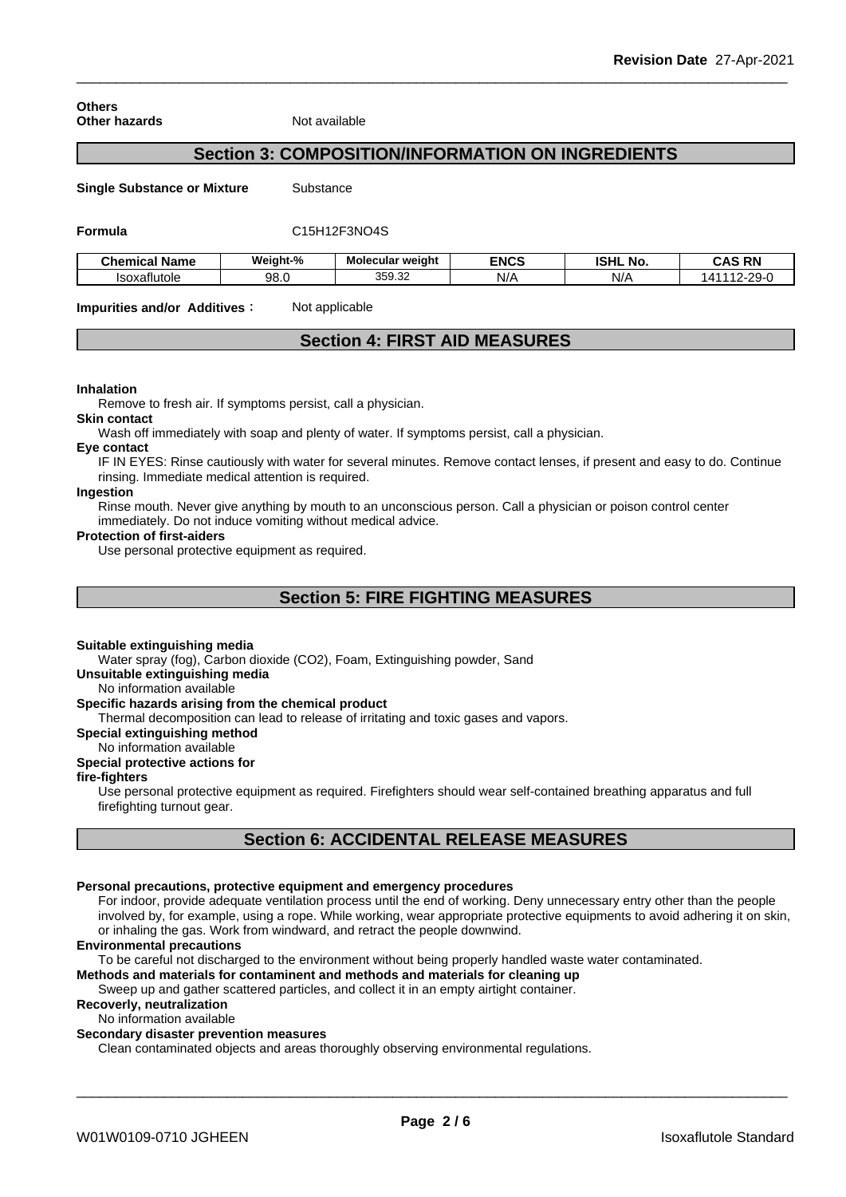**Others**

**Other hazards** Not available

## Section 3: COMPOSITION/INFORMATION ON INGREDIENTS

**Single Substance or Mixture** Substance

**Formula** C15H12F3NO4S

| Chemical Name | Weight-% | Molecular weight | ENCS | ISHL No. | CAS RN |
|---|---|---|---|---|---|
| Isoxaflutole | 98.0 | 359.32 | N/A | N/A | 141112-29-0 |

**Impurities and/or Additives**: Not applicable

## Section 4: FIRST AID MEASURES

**Inhalation**

Remove to fresh air. If symptoms persist, call a physician.

**Skin contact**

Wash off immediately with soap and plenty of water. If symptoms persist, call a physician.

**Eye contact**

IF IN EYES: Rinse cautiously with water for several minutes. Remove contact lenses, if present and easy to do. Continue rinsing. Immediate medical attention is required.

**Ingestion**

Rinse mouth. Never give anything by mouth to an unconscious person. Call a physician or poison control center immediately. Do not induce vomiting without medical advice.

**Protection of first-aiders**

Use personal protective equipment as required.

## Section 5: FIRE FIGHTING MEASURES

**Suitable extinguishing media**

Water spray (fog), Carbon dioxide (CO2), Foam, Extinguishing powder, Sand

**Unsuitable extinguishing media**

No information available

**Specific hazards arising from the chemical product**

Thermal decomposition can lead to release of irritating and toxic gases and vapors.

**Special extinguishing method**

No information available

**Special protective actions for fire-fighters**

Use personal protective equipment as required. Firefighters should wear self-contained breathing apparatus and full firefighting turnout gear.

## Section 6: ACCIDENTAL RELEASE MEASURES

**Personal precautions, protective equipment and emergency procedures**

For indoor, provide adequate ventilation process until the end of working. Deny unnecessary entry other than the people involved by, for example, using a rope. While working, wear appropriate protective equipments to avoid adhering it on skin, or inhaling the gas. Work from windward, and retract the people downwind.

**Environmental precautions**

To be careful not discharged to the environment without being properly handled waste water contaminated.

**Methods and materials for contaminent and methods and materials for cleaning up**

Sweep up and gather scattered particles, and collect it in an empty airtight container.

**Recoverly, neutralization**

No information available

**Secondary disaster prevention measures**

Clean contaminated objects and areas thoroughly observing environmental regulations.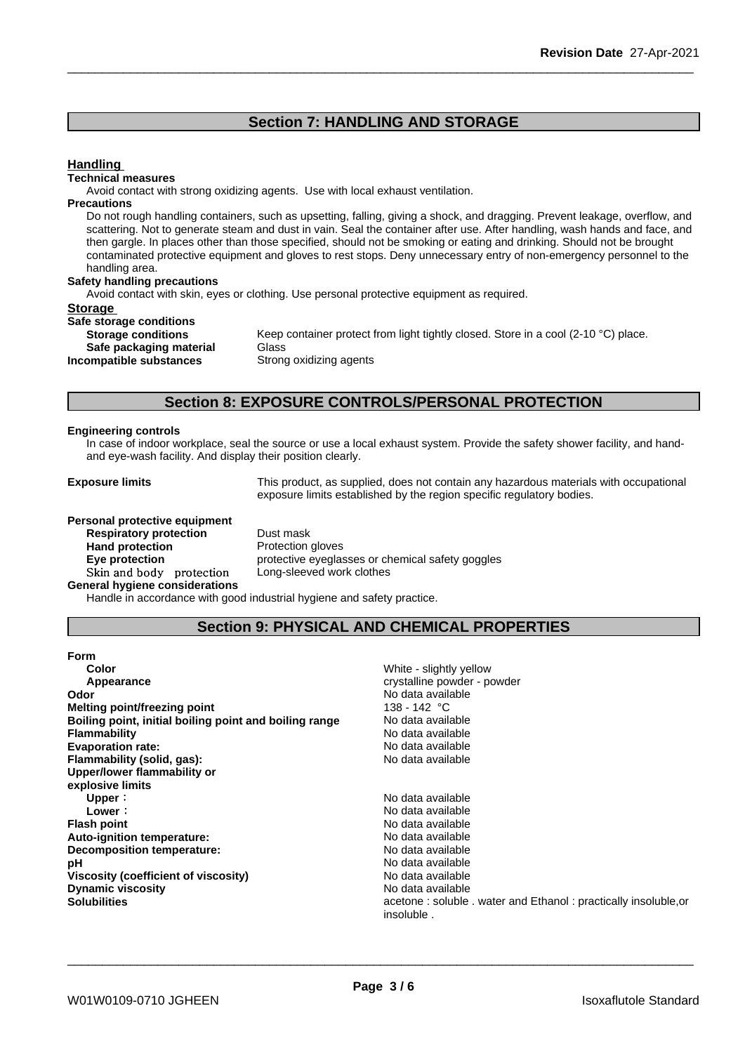## Section 7: HANDLING AND STORAGE

**Handling**

**Technical measures**

Avoid contact with strong oxidizing agents. Use with local exhaust ventilation.

**Precautions**

Do not rough handling containers, such as upsetting, falling, giving a shock, and dragging. Prevent leakage, overflow, and scattering. Not to generate steam and dust in vain. Seal the container after use. After handling, wash hands and face, and then gargle. In places other than those specified, should not be smoking or eating and drinking. Should not be brought contaminated protective equipment and gloves to rest stops. Deny unnecessary entry of non-emergency personnel to the handling area.

**Safety handling precautions**

Avoid contact with skin, eyes or clothing. Use personal protective equipment as required.

**Storage**

**Safe storage conditions**

| | |
|---|---|
| **Storage conditions** | Keep container protect from light tightly closed. Store in a cool (2-10 °C) place. |
| **Safe packaging material** | Glass |
| **Incompatible substances** | Strong oxidizing agents |

## Section 8: EXPOSURE CONTROLS/PERSONAL PROTECTION

**Engineering controls**

In case of indoor workplace, seal the source or use a local exhaust system. Provide the safety shower facility, and hand- and eye-wash facility. And display their position clearly.

**Exposure limits** This product, as supplied, does not contain any hazardous materials with occupational exposure limits established by the region specific regulatory bodies.

**Personal protective equipment**

| | |
|---|---|
| **Respiratory protection** | Dust mask |
| **Hand protection** | Protection gloves |
| **Eye protection** | protective eyeglasses or chemical safety goggles |
| Skin and body protection | Long-sleeved work clothes |

**General hygiene considerations**

Handle in accordance with good industrial hygiene and safety practice.

## Section 9: PHYSICAL AND CHEMICAL PROPERTIES

| | |
|---|---|
| **Form** | |
| **Color** | White - slightly yellow |
| **Appearance** | crystalline powder - powder |
| **Odor** | No data available |
| **Melting point/freezing point** | 138 - 142 °C |
| **Boiling point, initial boiling point and boiling range** | No data available |
| **Flammability** | No data available |
| **Evaporation rate:** | No data available |
| **Flammability (solid, gas):** | No data available |
| **Upper/lower flammability or explosive limits** | |
| **Upper**： | No data available |
| **Lower**： | No data available |
| **Flash point** | No data available |
| **Auto-ignition temperature:** | No data available |
| **Decomposition temperature:** | No data available |
| **pH** | No data available |
| **Viscosity (coefficient of viscosity)** | No data available |
| **Dynamic viscosity** | No data available |
| **Solubilities** | acetone : soluble . water and Ethanol : practically insoluble,or insoluble . |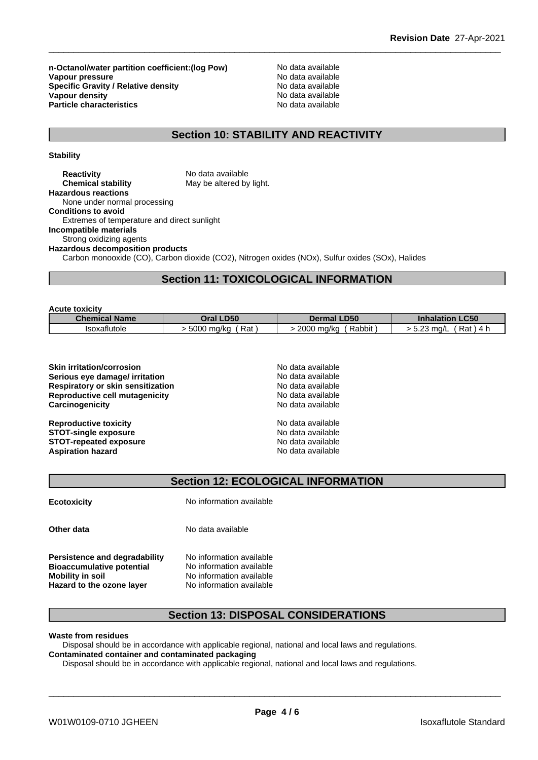**n-Octanol/water partition coefficient:(log Pow)** No data available
**Vapour pressure** No data available
**Specific Gravity / Relative density** No data available
**Vapour density** No data available
**Particle characteristics** No data available

## Section 10: STABILITY AND REACTIVITY

**Stability**

**Reactivity** No data available
**Chemical stability** May be altered by light.

**Hazardous reactions**
None under normal processing

**Conditions to avoid**
Extremes of temperature and direct sunlight

**Incompatible materials**
Strong oxidizing agents

**Hazardous decomposition products**
Carbon monooxide (CO), Carbon dioxide ($CO_2$), Nitrogen oxides (NOx), Sulfur oxides (SOx), Halides

## Section 11: TOXICOLOGICAL INFORMATION

**Acute toxicity**

| Chemical Name | Oral LD50 | Dermal LD50 | Inhalation LC50 |
|---|---|---|---|
| Isoxaflutole | > 5000 mg/kg ( Rat ) | > 2000 mg/kg ( Rabbit ) | > 5.23 mg/L ( Rat ) 4 h |

**Skin irritation/corrosion** No data available
**Serious eye damage/ irritation** No data available
**Respiratory or skin sensitization** No data available
**Reproductive cell mutagenicity** No data available
**Carcinogenicity** No data available

**Reproductive toxicity** No data available
**STOT-single exposure** No data available
**STOT-repeated exposure** No data available
**Aspiration hazard** No data available

## Section 12: ECOLOGICAL INFORMATION

**Ecotoxicity** No information available

**Other data** No data available

**Persistence and degradability** No information available
**Bioaccumulative potential** No information available
**Mobility in soil** No information available
**Hazard to the ozone layer** No information available

## Section 13: DISPOSAL CONSIDERATIONS

**Waste from residues**
Disposal should be in accordance with applicable regional, national and local laws and regulations.

**Contaminated container and contaminated packaging**
Disposal should be in accordance with applicable regional, national and local laws and regulations.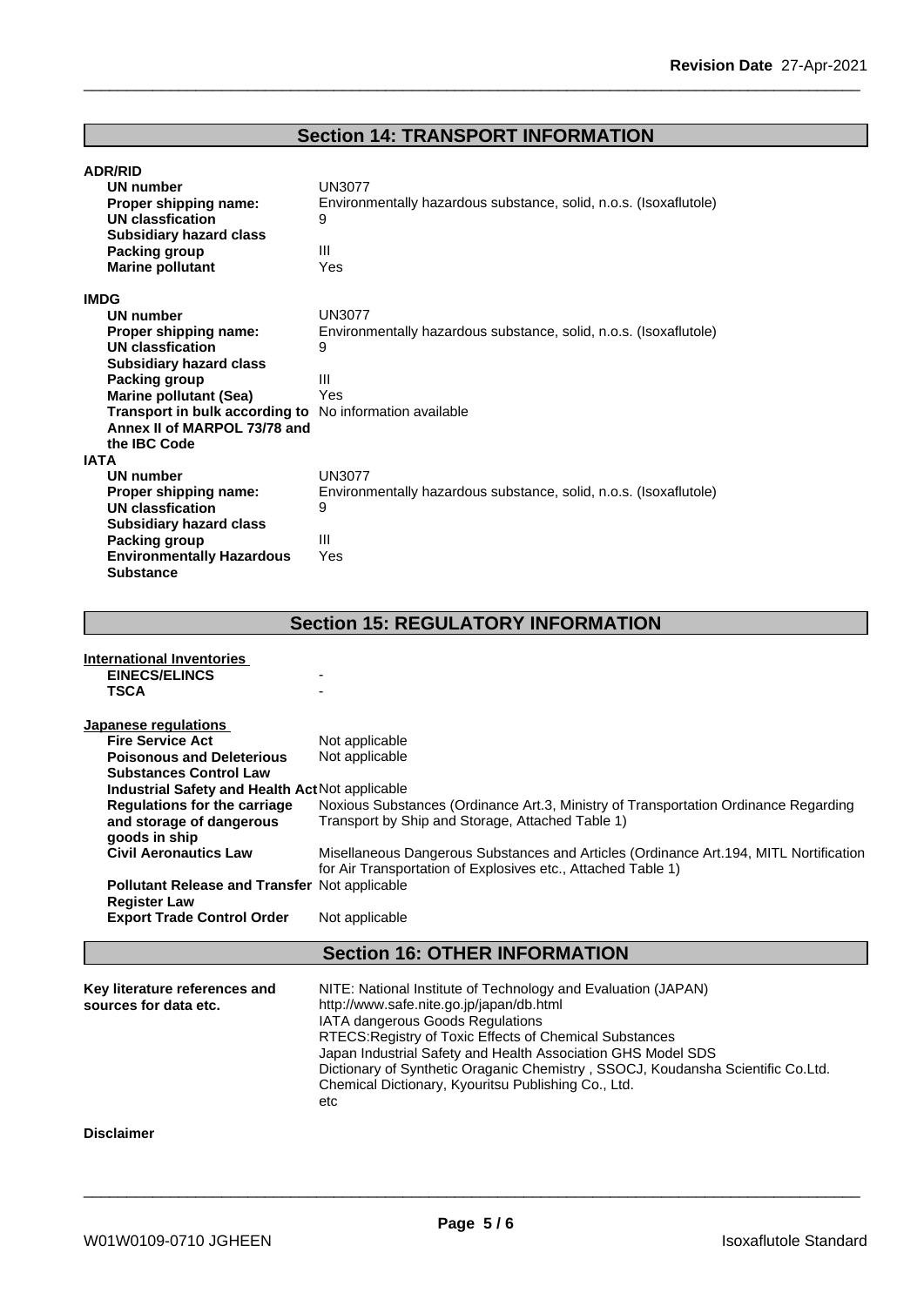## Section 14: TRANSPORT INFORMATION

**ADR/RID**

| | |
|---|---|
| **UN number** | UN3077 |
| **Proper shipping name:** | Environmentally hazardous substance, solid, n.o.s. (Isoxaflutole) |
| **UN classfication** | 9 |
| **Subsidiary hazard class** | |
| **Packing group** | III |
| **Marine pollutant** | Yes |

**IMDG**

| | |
|---|---|
| **UN number** | UN3077 |
| **Proper shipping name:** | Environmentally hazardous substance, solid, n.o.s. (Isoxaflutole) |
| **UN classfication** | 9 |
| **Subsidiary hazard class** | |
| **Packing group** | III |
| **Marine pollutant (Sea)** | Yes |
| **Transport in bulk according to Annex II of MARPOL 73/78 and the IBC Code** | No information available |

**IATA**

| | |
|---|---|
| **UN number** | UN3077 |
| **Proper shipping name:** | Environmentally hazardous substance, solid, n.o.s. (Isoxaflutole) |
| **UN classfication** | 9 |
| **Subsidiary hazard class** | |
| **Packing group** | III |
| **Environmentally Hazardous Substance** | Yes |

## Section 15: REGULATORY INFORMATION

**International Inventories**

| | |
|---|---|
| **EINECS/ELINCS** | - |
| **TSCA** | - |

**Japanese regulations**

| | |
|---|---|
| **Fire Service Act** | Not applicable |
| **Poisonous and Deleterious Substances Control Law** | Not applicable |
| **Industrial Safety and Health Act** | Not applicable |
| **Regulations for the carriage and storage of dangerous goods in ship** | Noxious Substances (Ordinance Art.3, Ministry of Transportation Ordinance Regarding Transport by Ship and Storage, Attached Table 1) |
| **Civil Aeronautics Law** | Misellaneous Dangerous Substances and Articles (Ordinance Art.194, MITL Nortification for Air Transportation of Explosives etc., Attached Table 1) |
| **Pollutant Release and Transfer Register Law** | Not applicable |
| **Export Trade Control Order** | Not applicable |

## Section 16: OTHER INFORMATION

| | |
|---|---|
| **Key literature references and sources for data etc.** | NITE: National Institute of Technology and Evaluation (JAPAN)<br>http://www.safe.nite.go.jp/japan/db.html<br>IATA dangerous Goods Regulations<br>RTECS:Registry of Toxic Effects of Chemical Substances<br>Japan Industrial Safety and Health Association GHS Model SDS<br>Dictionary of Synthetic Oraganic Chemistry , SSOCJ, Koudansha Scientific Co.Ltd.<br>Chemical Dictionary, Kyouritsu Publishing Co., Ltd.<br>etc |

**Disclaimer**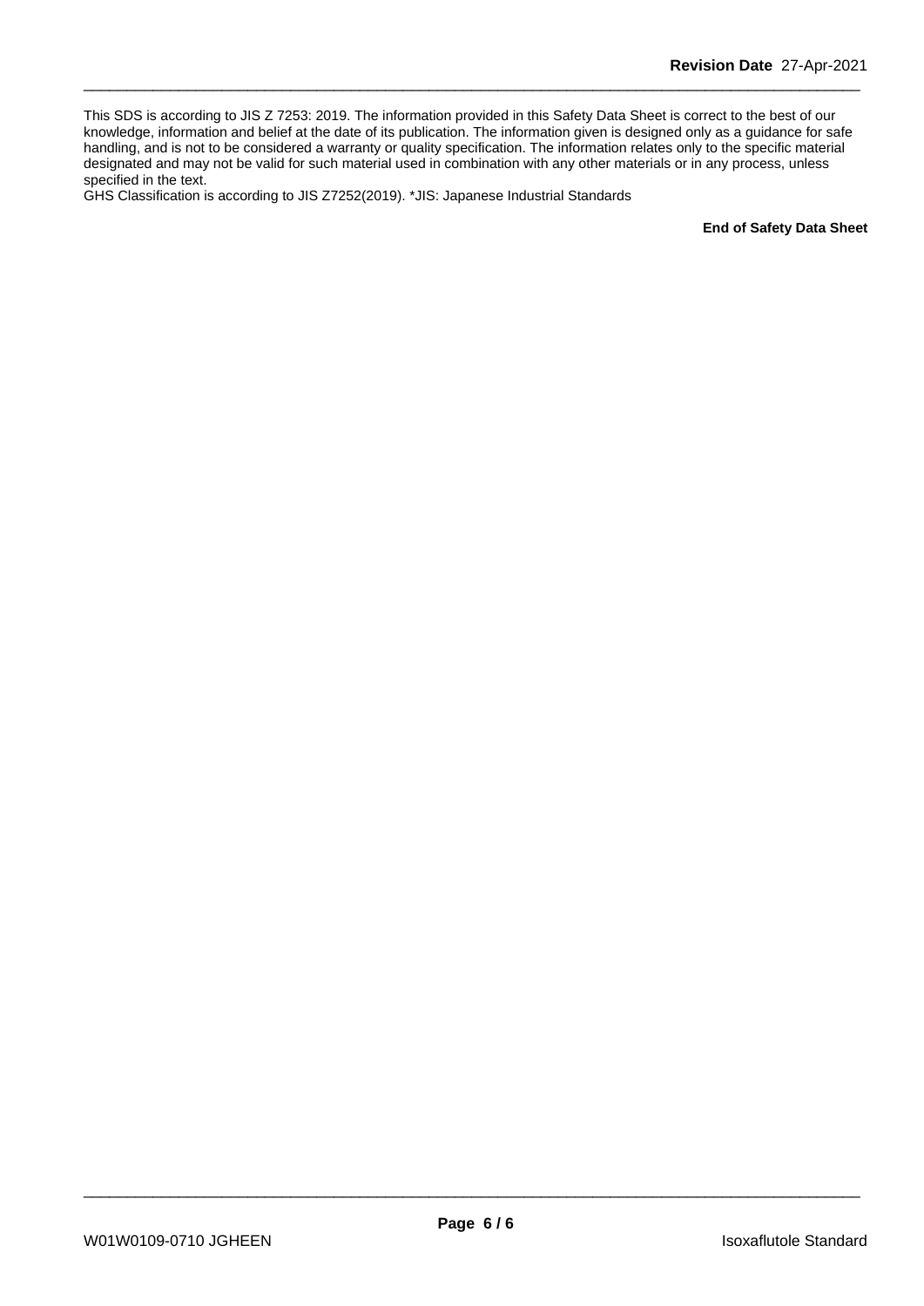This SDS is according to JIS Z 7253: 2019. The information provided in this Safety Data Sheet is correct to the best of our knowledge, information and belief at the date of its publication. The information given is designed only as a guidance for safe handling, and is not to be considered a warranty or quality specification. The information relates only to the specific material designated and may not be valid for such material used in combination with any other materials or in any process, unless specified in the text.
GHS Classification is according to JIS Z7252(2019). *JIS: Japanese Industrial Standards

**End of Safety Data Sheet**